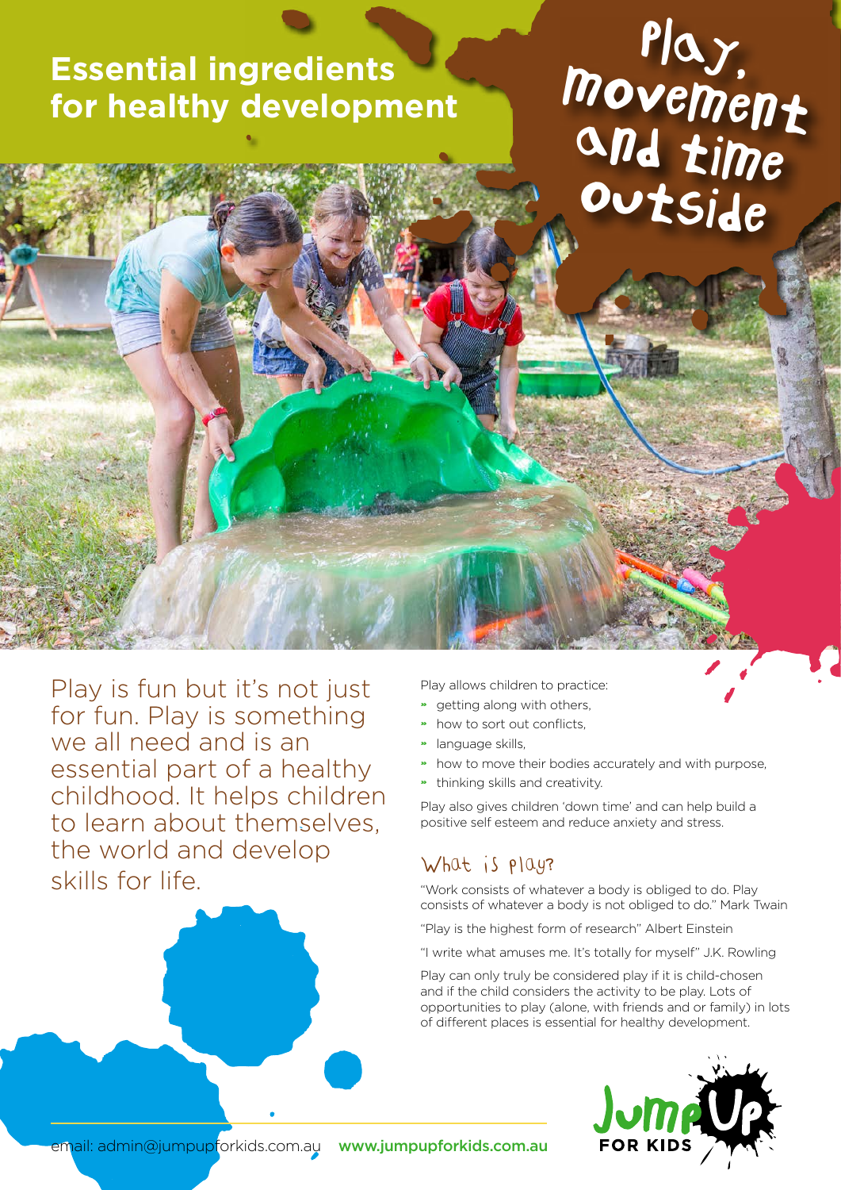# Essential ingredients for health development

## Play, movement and time outside

Play is fun but it's not just for fun. Play is something we all need and is an essential part of a healthy childhood. It helps children to learn about themselves, the world and develop skills for life.

Play allows children to practice:

- getting along with others,
- how to sort out conflicts,
- language skills,
- how to move their bodies accurately and with purpose,
- thinking skills and creativity.

Play also gives children 'down time' and can help build a positive self esteem and reduce anxiety and stress.

### What is play?

"Work consists of whatever a body is obliged to do. Play consists of whatever a body is not obliged to do." Mark Twain

"Play is the highest form of research" Albert Einstein

"I write what amuses me. It's totally for myself" J.K. Rowling

Play can only truly be considered play if it is child-chosen and if the child considers the activity to be play. Lots of opportunities to play (alone, with friends and or family) in lots of different places is essential for healthy development.

email: admin@jumpupforkids.com.au **www.jumpupforkids.com.au**

Jump Up FOR KIDS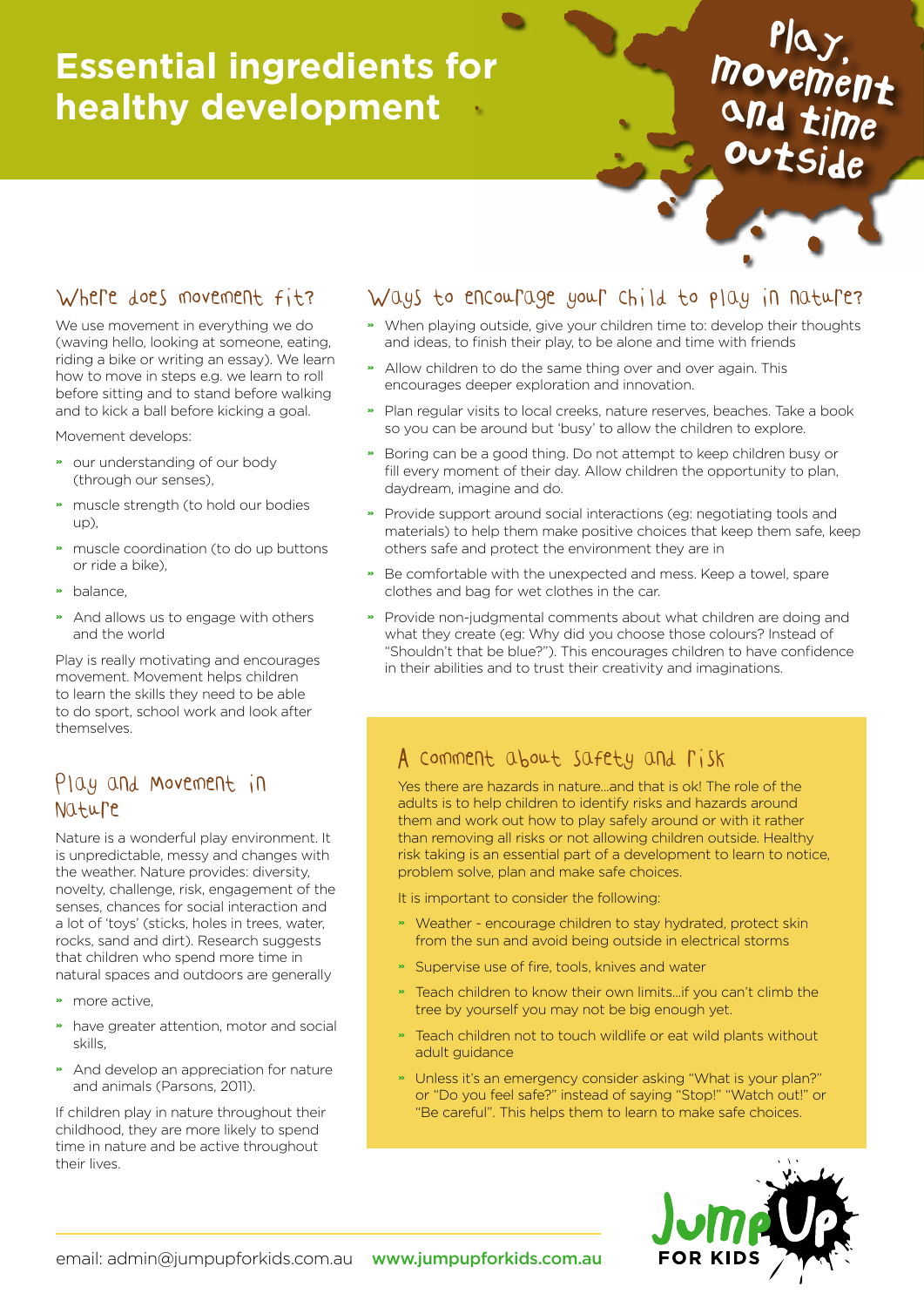# Essential ingredients for healthy development

## Play, movement and time outside

### Where does movement fit?

We use movement in everything we do (waving hello, looking at someone, eating, riding a bike or writing an essay). We learn how to move in steps e.g. we learn to roll before sitting and to stand before walking and to kick a ball before kicking a goal.

Movement develops:

- our understanding of our body (through our senses),
- muscle strength (to hold our bodies up),
- muscle coordination (to do up buttons or ride a bike),
- balance,
- And allows us to engage with others and the world

Play is really motivating and encourages movement. Movement helps children to learn the skills they need to be able to do sport, school work and look after themselves.

### Play and Movement in Nature

Nature is a wonderful play environment. It is unpredictable, messy and changes with the weather. Nature provides: diversity, novelty, challenge, risk, engagement of the senses, chances for social interaction and a lot of 'toys' (sticks, holes in trees, water, rocks, sand and dirt). Research suggests that children who spend more time in natural spaces and outdoors are generally

- more active,
- have greater attention, motor and social skills,
- And develop an appreciation for nature and animals (Parsons, 2011).

If children play in nature throughout their childhood, they are more likely to spend time in nature and be active throughout their lives.

### Ways to encourage your child to play in nature?

- When playing outside, give your children time to: develop their thoughts and ideas, to finish their play, to be alone and time with friends
- Allow children to do the same thing over and over again. This encourages deeper exploration and innovation.
- Plan regular visits to local creeks, nature reserves, beaches. Take a book so you can be around but 'busy' to allow the children to explore.
- Boring can be a good thing. Do not attempt to keep children busy or fill every moment of their day. Allow children the opportunity to plan, daydream, imagine and do.
- Provide support around social interactions (eg: negotiating tools and materials) to help them make positive choices that keep them safe, keep others safe and protect the environment they are in
- Be comfortable with the unexpected and mess. Keep a towel, spare clothes and bag for wet clothes in the car.
- Provide non-judgmental comments about what children are doing and what they create (eg: Why did you choose those colours? Instead of "Shouldn't that be blue?"). This encourages children to have confidence in their abilities and to trust their creativity and imaginations.

### A comment about safety and risk

Yes there are hazards in nature...and that is ok! The role of the adults is to help children to identify risks and hazards around them and work out how to play safely around or with it rather than removing all risks or not allowing children outside. Healthy risk taking is an essential part of a development to learn to notice, problem solve, plan and make safe choices.

It is important to consider the following:

- Weather - encourage children to stay hydrated, protect skin from the sun and avoid being outside in electrical storms
- Supervise use of fire, tools, knives and water
- Teach children to know their own limits...if you can't climb the tree by yourself you may not be big enough yet.
- Teach children not to touch wildlife or eat wild plants without adult guidance
- Unless it's an emergency consider asking "What is your plan?" or "Do you feel safe?" instead of saying "Stop!" "Watch out!" or "Be careful". This helps them to learn to make safe choices.

email: admin@jumpupforkids.com.au www.jumpupforkids.com.au

Jump Up FOR KIDS